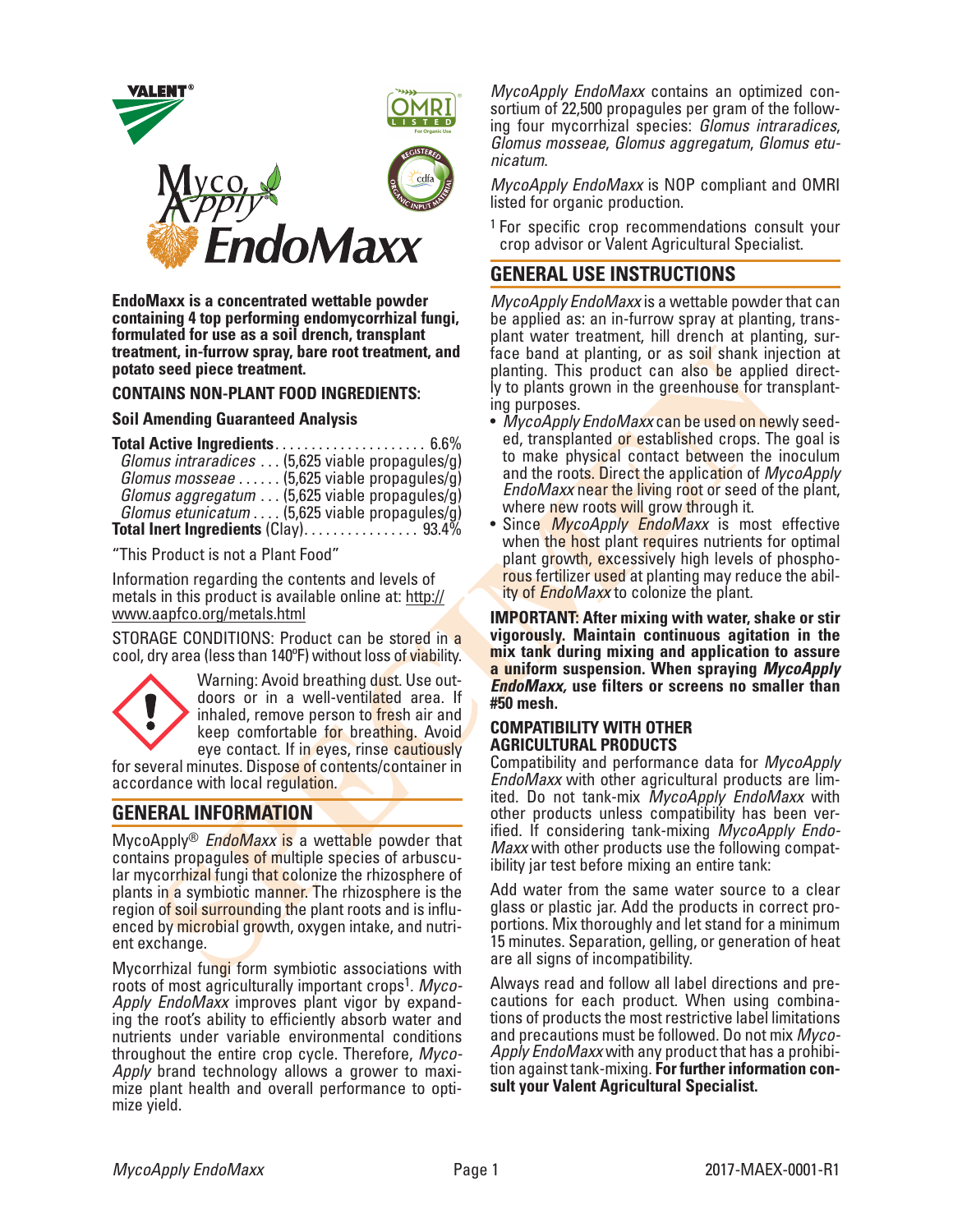# MycoApply EndoMaxx

**EndoMaxx is a concentrated wettable powder containing 4 top performing endomycorrhizal fungi, formulated for use as a soil drench, transplant treatment, in-furrow spray, bare root treatment, and potato seed piece treatment.**

### CONTAINS NON-PLANT FOOD INGREDIENTS:

### Soil Amending Guaranteed Analysis

**Total Active Ingredients**. . . . . . . . . . . . . . . . . . . . . 6.6%
*Glomus intraradices* . . . (5,625 viable propagules/g)
*Glomus mosseae* . . . . . . (5,625 viable propagules/g)
*Glomus aggregatum* . . . (5,625 viable propagules/g)
*Glomus etunicatum* . . . . (5,625 viable propagules/g)
**Total Inert Ingredients** (Clay). . . . . . . . . . . . . . . . 93.4%

"This Product is not a Plant Food"

Information regarding the contents and levels of metals in this product is available online at: http://www.aapfco.org/metals.html

STORAGE CONDITIONS: Product can be stored in a cool, dry area (less than 140ºF) without loss of viability.

Warning: Avoid breathing dust. Use outdoors or in a well-ventilated area. If inhaled, remove person to fresh air and keep comfortable for breathing. Avoid eye contact. If in eyes, rinse cautiously for several minutes. Dispose of contents/container in accordance with local regulation.

## GENERAL INFORMATION

MycoApply® *EndoMaxx* is a wettable powder that contains propagules of multiple species of arbuscular mycorrhizal fungi that colonize the rhizosphere of plants in a symbiotic manner. The rhizosphere is the region of soil surrounding the plant roots and is influenced by microbial growth, oxygen intake, and nutrient exchange.

Mycorrhizal fungi form symbiotic associations with roots of most agriculturally important crops[1]. *MycoApply EndoMaxx* improves plant vigor by expanding the root's ability to efficiently absorb water and nutrients under variable environmental conditions throughout the entire crop cycle. Therefore, *MycoApply* brand technology allows a grower to maximize plant health and overall performance to optimize yield.

*MycoApply EndoMaxx* contains an optimized consortium of 22,500 propagules per gram of the following four mycorrhizal species: *Glomus intraradices*, *Glomus mosseae*, *Glomus aggregatum*, *Glomus etunicatum*.

*MycoApply EndoMaxx* is NOP compliant and OMRI listed for organic production.

[1] For specific crop recommendations consult your crop advisor or Valent Agricultural Specialist.

## GENERAL USE INSTRUCTIONS

*MycoApply EndoMaxx* is a wettable powder that can be applied as: an in-furrow spray at planting, transplant water treatment, hill drench at planting, surface band at planting, or as soil shank injection at planting. This product can also be applied directly to plants grown in the greenhouse for transplanting purposes.

- *MycoApply EndoMaxx* can be used on newly seeded, transplanted or established crops. The goal is to make physical contact between the inoculum and the roots. Direct the application of *MycoApply EndoMaxx* near the living root or seed of the plant, where new roots will grow through it.
- Since *MycoApply EndoMaxx* is most effective when the host plant requires nutrients for optimal plant growth, excessively high levels of phosphorous fertilizer used at planting may reduce the ability of *EndoMaxx* to colonize the plant.

**IMPORTANT: After mixing with water, shake or stir vigorously. Maintain continuous agitation in the mix tank during mixing and application to assure a uniform suspension. When spraying *MycoApply EndoMaxx*, use filters or screens no smaller than #50 mesh.**

### COMPATIBILITY WITH OTHER AGRICULTURAL PRODUCTS

Compatibility and performance data for *MycoApply EndoMaxx* with other agricultural products are limited. Do not tank-mix *MycoApply EndoMaxx* with other products unless compatibility has been verified. If considering tank-mixing *MycoApply EndoMaxx* with other products use the following compatibility jar test before mixing an entire tank:

Add water from the same water source to a clear glass or plastic jar. Add the products in correct proportions. Mix thoroughly and let stand for a minimum 15 minutes. Separation, gelling, or generation of heat are all signs of incompatibility.

Always read and follow all label directions and precautions for each product. When using combinations of products the most restrictive label limitations and precautions must be followed. Do not mix *MycoApply EndoMaxx* with any product that has a prohibition against tank-mixing. **For further information consult your Valent Agricultural Specialist.**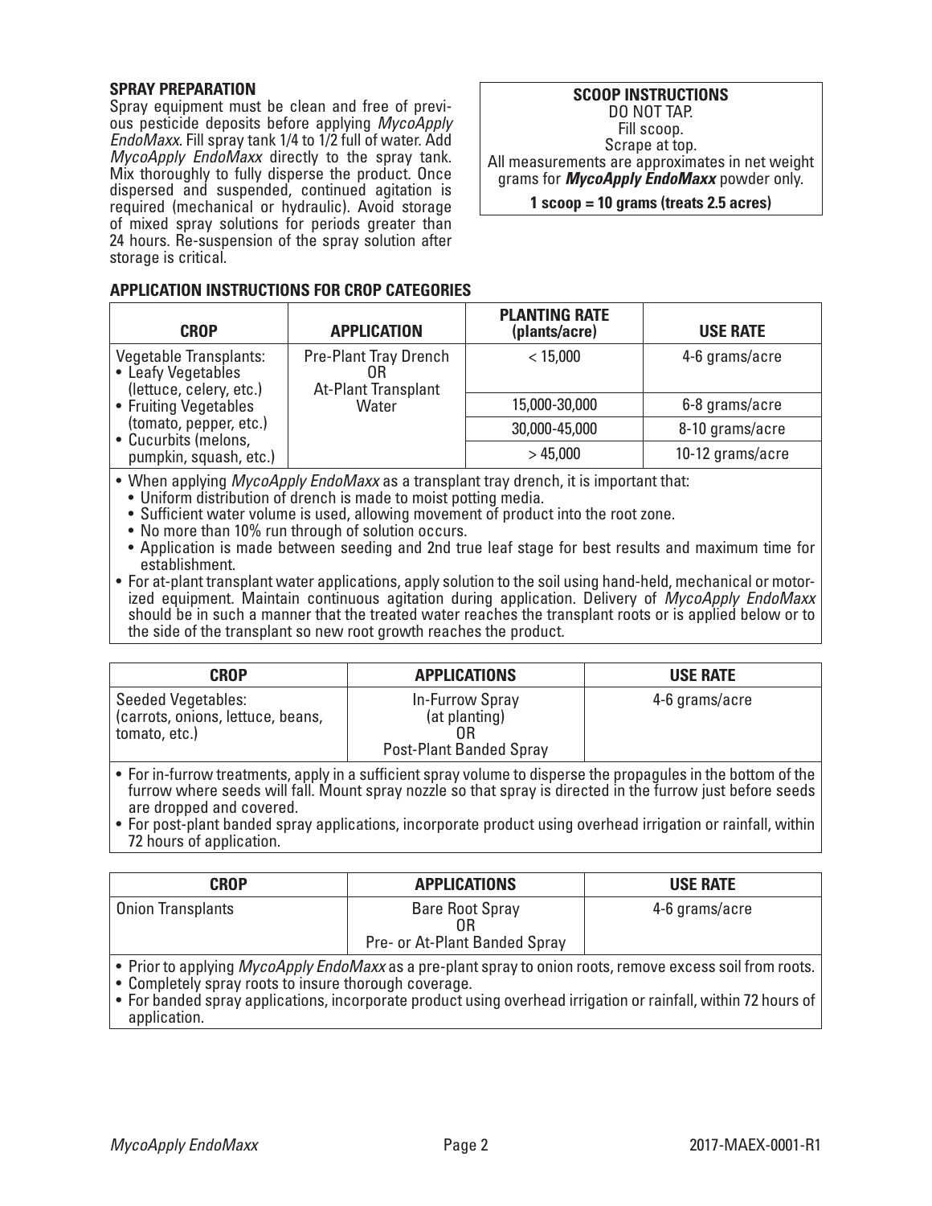## SPRAY PREPARATION

Spray equipment must be clean and free of previous pesticide deposits before applying *MycoApply EndoMaxx*. Fill spray tank 1/4 to 1/2 full of water. Add *MycoApply EndoMaxx* directly to the spray tank. Mix thoroughly to fully disperse the product. Once dispersed and suspended, continued agitation is required (mechanical or hydraulic). Avoid storage of mixed spray solutions for periods greater than 24 hours. Re-suspension of the spray solution after storage is critical.

**SCOOP INSTRUCTIONS**

DO NOT TAP.
Fill scoop.
Scrape at top.
All measurements are approximates in net weight grams for ***MycoApply EndoMaxx*** powder only.

**1 scoop = 10 grams (treats 2.5 acres)**

## APPLICATION INSTRUCTIONS FOR CROP CATEGORIES

| CROP | APPLICATION | PLANTING RATE (plants/acre) | USE RATE |
|---|---|---|---|
| Vegetable Transplants: • Leafy Vegetables (lettuce, celery, etc.) • Fruiting Vegetables (tomato, pepper, etc.) • Cucurbits (melons, pumpkin, squash, etc.) | Pre-Plant Tray Drench OR At-Plant Transplant Water | < 15,000 | 4-6 grams/acre |
| | | 15,000-30,000 | 6-8 grams/acre |
| | | 30,000-45,000 | 8-10 grams/acre |
| | | > 45,000 | 10-12 grams/acre |

- When applying *MycoApply EndoMaxx* as a transplant tray drench, it is important that:
  - Uniform distribution of drench is made to moist potting media.
  - Sufficient water volume is used, allowing movement of product into the root zone.
  - No more than 10% run through of solution occurs.
  - Application is made between seeding and 2nd true leaf stage for best results and maximum time for establishment.
- For at-plant transplant water applications, apply solution to the soil using hand-held, mechanical or motorized equipment. Maintain continuous agitation during application. Delivery of *MycoApply EndoMaxx* should be in such a manner that the treated water reaches the transplant roots or is applied below or to the side of the transplant so new root growth reaches the product.

| CROP | APPLICATIONS | USE RATE |
|---|---|---|
| Seeded Vegetables: (carrots, onions, lettuce, beans, tomato, etc.) | In-Furrow Spray (at planting) OR Post-Plant Banded Spray | 4-6 grams/acre |

- For in-furrow treatments, apply in a sufficient spray volume to disperse the propagules in the bottom of the furrow where seeds will fall. Mount spray nozzle so that spray is directed in the furrow just before seeds are dropped and covered.
- For post-plant banded spray applications, incorporate product using overhead irrigation or rainfall, within 72 hours of application.

| CROP | APPLICATIONS | USE RATE |
|---|---|---|
| Onion Transplants | Bare Root Spray OR Pre- or At-Plant Banded Spray | 4-6 grams/acre |

- Prior to applying *MycoApply EndoMaxx* as a pre-plant spray to onion roots, remove excess soil from roots.
- Completely spray roots to insure thorough coverage.
- For banded spray applications, incorporate product using overhead irrigation or rainfall, within 72 hours of application.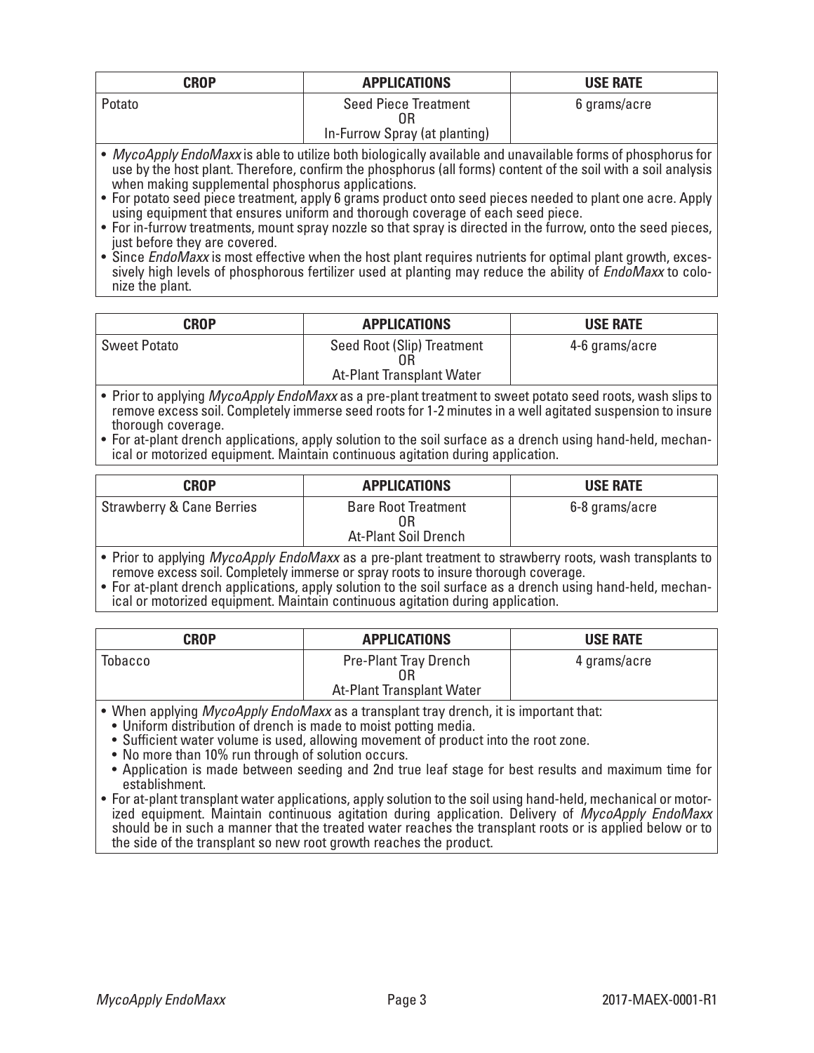| CROP | APPLICATIONS | USE RATE |
| --- | --- | --- |
| Potato | Seed Piece Treatment<br>OR<br>In-Furrow Spray (at planting) | 6 grams/acre |

- *MycoApply EndoMaxx* is able to utilize both biologically available and unavailable forms of phosphorus for use by the host plant. Therefore, confirm the phosphorus (all forms) content of the soil with a soil analysis when making supplemental phosphorus applications.
- For potato seed piece treatment, apply 6 grams product onto seed pieces needed to plant one acre. Apply using equipment that ensures uniform and thorough coverage of each seed piece.
- For in-furrow treatments, mount spray nozzle so that spray is directed in the furrow, onto the seed pieces, just before they are covered.
- Since *EndoMaxx* is most effective when the host plant requires nutrients for optimal plant growth, excessively high levels of phosphorous fertilizer used at planting may reduce the ability of *EndoMaxx* to colonize the plant.

| CROP | APPLICATIONS | USE RATE |
| --- | --- | --- |
| Sweet Potato | Seed Root (Slip) Treatment<br>OR<br>At-Plant Transplant Water | 4-6 grams/acre |

- Prior to applying *MycoApply EndoMaxx* as a pre-plant treatment to sweet potato seed roots, wash slips to remove excess soil. Completely immerse seed roots for 1-2 minutes in a well agitated suspension to insure thorough coverage.
- For at-plant drench applications, apply solution to the soil surface as a drench using hand-held, mechanical or motorized equipment. Maintain continuous agitation during application.

| CROP | APPLICATIONS | USE RATE |
| --- | --- | --- |
| Strawberry & Cane Berries | Bare Root Treatment<br>OR<br>At-Plant Soil Drench | 6-8 grams/acre |

- Prior to applying *MycoApply EndoMaxx* as a pre-plant treatment to strawberry roots, wash transplants to remove excess soil. Completely immerse or spray roots to insure thorough coverage.
- For at-plant drench applications, apply solution to the soil surface as a drench using hand-held, mechanical or motorized equipment. Maintain continuous agitation during application.

| CROP | APPLICATIONS | USE RATE |
| --- | --- | --- |
| Tobacco | Pre-Plant Tray Drench<br>OR<br>At-Plant Transplant Water | 4 grams/acre |

- When applying *MycoApply EndoMaxx* as a transplant tray drench, it is important that:
  - Uniform distribution of drench is made to moist potting media.
  - Sufficient water volume is used, allowing movement of product into the root zone.
  - No more than 10% run through of solution occurs.
  - Application is made between seeding and 2nd true leaf stage for best results and maximum time for establishment.
- For at-plant transplant water applications, apply solution to the soil using hand-held, mechanical or motorized equipment. Maintain continuous agitation during application. Delivery of *MycoApply EndoMaxx* should be in such a manner that the treated water reaches the transplant roots or is applied below or to the side of the transplant so new root growth reaches the product.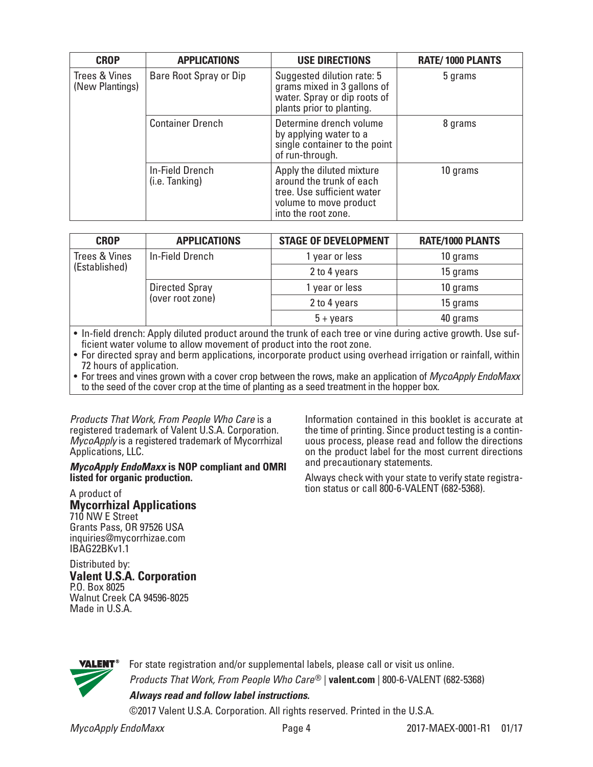| CROP | APPLICATIONS | USE DIRECTIONS | RATE/ 1000 PLANTS |
|---|---|---|---|
| Trees & Vines (New Plantings) | Bare Root Spray or Dip | Suggested dilution rate: 5 grams mixed in 3 gallons of water. Spray or dip roots of plants prior to planting. | 5 grams |
| | Container Drench | Determine drench volume by applying water to a single container to the point of run-through. | 8 grams |
| | In-Field Drench (i.e. Tanking) | Apply the diluted mixture around the trunk of each tree. Use sufficient water volume to move product into the root zone. | 10 grams |

| CROP | APPLICATIONS | STAGE OF DEVELOPMENT | RATE/1000 PLANTS |
|---|---|---|---|
| Trees & Vines (Established) | In-Field Drench | 1 year or less | 10 grams |
| | | 2 to 4 years | 15 grams |
| | Directed Spray (over root zone) | 1 year or less | 10 grams |
| | | 2 to 4 years | 15 grams |
| | | 5 + years | 40 grams |

- In-field drench: Apply diluted product around the trunk of each tree or vine during active growth. Use sufficient water volume to allow movement of product into the root zone.
- For directed spray and berm applications, incorporate product using overhead irrigation or rainfall, within 72 hours of application.
- For trees and vines grown with a cover crop between the rows, make an application of *MycoApply EndoMaxx* to the seed of the cover crop at the time of planting as a seed treatment in the hopper box.

*Products That Work, From People Who Care* is a registered trademark of Valent U.S.A. Corporation. *MycoApply* is a registered trademark of Mycorrhizal Applications, LLC.

***MycoApply EndoMaxx* is NOP compliant and OMRI listed for organic production.**

A product of
**Mycorrhizal Applications**
710 NW E Street
Grants Pass, OR 97526 USA
inquiries@mycorrhizae.com
IBAG22BKv1.1

Distributed by:
**Valent U.S.A. Corporation**
P.O. Box 8025
Walnut Creek CA 94596-8025
Made in U.S.A.

Information contained in this booklet is accurate at the time of printing. Since product testing is a continuous process, please read and follow the directions on the product label for the most current directions and precautionary statements.

Always check with your state to verify state registration status or call 800-6-VALENT (682-5368).

VALENT®

For state registration and/or supplemental labels, please call or visit us online.

*Products That Work, From People Who Care®* | **valent.com** | 800-6-VALENT (682-5368)

***Always read and follow label instructions.***

©2017 Valent U.S.A. Corporation. All rights reserved. Printed in the U.S.A.

*MycoApply EndoMaxx* 2017-MAEX-0001-R1 01/17